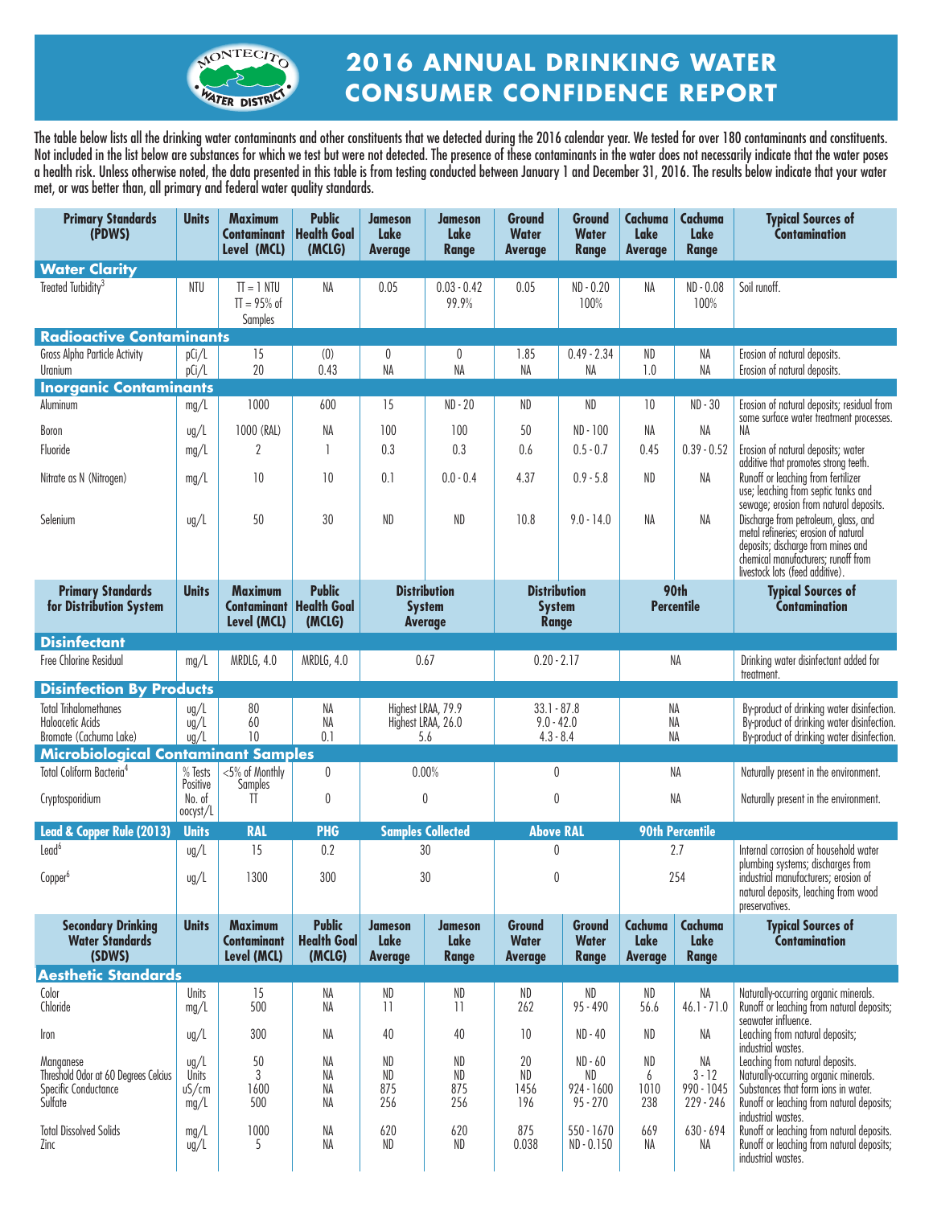# 2016 ANNUAL DRINKING WATER CONSUMER CONFIDENCE REPORT

The table below lists all the drinking water contaminants and other constituents that we detected during the 2016 calendar year. We tested for over 180 contaminants and constituents. Not included in the list below are substances for which we test but were not detected. The presence of these contaminants in the water does not necessarily indicate that the water poses a health risk. Unless otherwise noted, the data presented in this table is from testing conducted between January 1 and December 31, 2016. The results below indicate that your water met, or was better than, all primary and federal water quality standards.

| Primary Standards (PDWS) | Units | Maximum Contaminant Level (MCL) | Public Health Goal (MCLG) | Jameson Lake Average | Jameson Lake Range | Ground Water Average | Ground Water Range | Cachuma Lake Average | Cachuma Lake Range | Typical Sources of Contamination |
|---|---|---|---|---|---|---|---|---|---|---|
| **Water Clarity** | | | | | | | | | | |
| Treated Turbidity[3] | NTU | TT = 1 NTU TT = 95% of Samples | NA | 0.05 | 0.03 - 0.42 99.9% | 0.05 | ND - 0.20 100% | NA | ND - 0.08 100% | Soil runoff. |
| **Radioactive Contaminants** | | | | | | | | | | |
| Gross Alpha Particle Activity | pCi/L | 15 | (0) | 0 | 0 | 1.85 | 0.49 - 2.34 | ND | NA | Erosion of natural deposits. |
| Uranium | pCi/L | 20 | 0.43 | NA | NA | NA | NA | 1.0 | NA | Erosion of natural deposits. |
| **Inorganic Contaminants** | | | | | | | | | | |
| Aluminum | mg/L | 1000 | 600 | 15 | ND - 20 | ND | ND | 10 | ND - 30 | Erosion of natural deposits; residual from some surface water treatment processes. |
| Boron | ug/L | 1000 (RAL) | NA | 100 | 100 | 50 | ND - 100 | NA | NA | NA |
| Fluoride | mg/L | 2 | 1 | 0.3 | 0.3 | 0.6 | 0.5 - 0.7 | 0.45 | 0.39 - 0.52 | Erosion of natural deposits; water additive that promotes strong teeth. |
| Nitrate as N (Nitrogen) | mg/L | 10 | 10 | 0.1 | 0.0 - 0.4 | 4.37 | 0.9 - 5.8 | ND | NA | Runoff or leaching from fertilizer use; leaching from septic tanks and sewage; erosion from natural deposits. |
| Selenium | ug/L | 50 | 30 | ND | ND | 10.8 | 9.0 - 14.0 | NA | NA | Discharge from petroleum, glass, and metal refineries; erosion of natural deposits; discharge from mines and chemical manufacturers; runoff from livestock lots (feed additive). |

| Primary Standards for Distribution System | Units | Maximum Contaminant Level (MCL) | Public Health Goal (MCLG) | Distribution System Average | Distribution System Range | 90th Percentile | Typical Sources of Contamination |
|---|---|---|---|---|---|---|---|
| **Disinfectant** | | | | | | | |
| Free Chlorine Residual | mg/L | MRDLG, 4.0 | MRDLG, 4.0 | 0.67 | 0.20 - 2.17 | NA | Drinking water disinfectant added for treatment. |
| **Disinfection By Products** | | | | | | | |
| Total Trihalomethanes | ug/L | 80 | NA | Highest LRAA, 79.9 | 33.1 - 87.8 | NA | By-product of drinking water disinfection. |
| Haloacetic Acids | ug/L | 60 | NA | Highest LRAA, 26.0 | 9.0 - 42.0 | NA | By-product of drinking water disinfection. |
| Bromate (Cachuma Lake) | ug/L | 10 | 0.1 | 5.6 | 4.3 - 8.4 | NA | By-product of drinking water disinfection. |
| **Microbiological Contaminant Samples** | | | | | | | |
| Total Coliform Bacteria[4] | % Tests Positive | <5% of Monthly Samples | 0 | 0.00% | 0 | NA | Naturally present in the environment. |
| Cryptosporidium | No. of oocyst/L | TT | 0 | 0 | 0 | NA | Naturally present in the environment. |
| **Lead & Copper Rule (2013)** | **Units** | **RAL** | **PHG** | **Samples Collected** | **Above RAL** | **90th Percentile** | |
| Lead[6] | ug/L | 15 | 0.2 | 30 | 0 | 2.7 | Internal corrosion of household water plumbing systems; discharges from industrial manufacturers; erosion of natural deposits, leaching from wood preservatives. |
| Copper[6] | ug/L | 1300 | 300 | 30 | 0 | 254 | |

| Secondary Drinking Water Standards (SDWS) | Units | Maximum Contaminant Level (MCL) | Public Health Goal (MCLG) | Jameson Lake Average | Jameson Lake Range | Ground Water Average | Ground Water Range | Cachuma Lake Average | Cachuma Lake Range | Typical Sources of Contamination |
|---|---|---|---|---|---|---|---|---|---|---|
| **Aesthetic Standards** | | | | | | | | | | |
| Color | Units | 15 | NA | ND | ND | ND | ND | ND | NA | Naturally-occurring organic minerals. |
| Chloride | mg/L | 500 | NA | 11 | 11 | 262 | 95 - 490 | 56.6 | 46.1 - 71.0 | Runoff or leaching from natural deposits; seawater influence. |
| Iron | ug/L | 300 | NA | 40 | 40 | 10 | ND - 40 | ND | NA | Leaching from natural deposits; industrial wastes. |
| Manganese | ug/L | 50 | NA | ND | ND | 20 | ND - 60 | ND | NA | Leaching from natural deposits. |
| Threshold Odor at 60 Degrees Celcius | Units | 3 | NA | ND | ND | ND | ND | 6 | 3 - 12 | Naturally-occurring organic minerals. |
| Specific Conductance | uS/cm | 1600 | NA | 875 | 875 | 1456 | 924 - 1600 | 1010 | 990 - 1045 | Substances that form ions in water. |
| Sulfate | mg/L | 500 | NA | 256 | 256 | 196 | 95 - 270 | 238 | 229 - 246 | Runoff or leaching from natural deposits; industrial wastes. |
| Total Dissolved Solids | mg/L | 1000 | NA | 620 | 620 | 875 | 550 - 1670 | 669 | 630 - 694 | Runoff or leaching from natural deposits. |
| Zinc | ug/L | 5 | NA | ND | ND | 0.038 | ND - 0.150 | NA | NA | Runoff or leaching from natural deposits; industrial wastes. |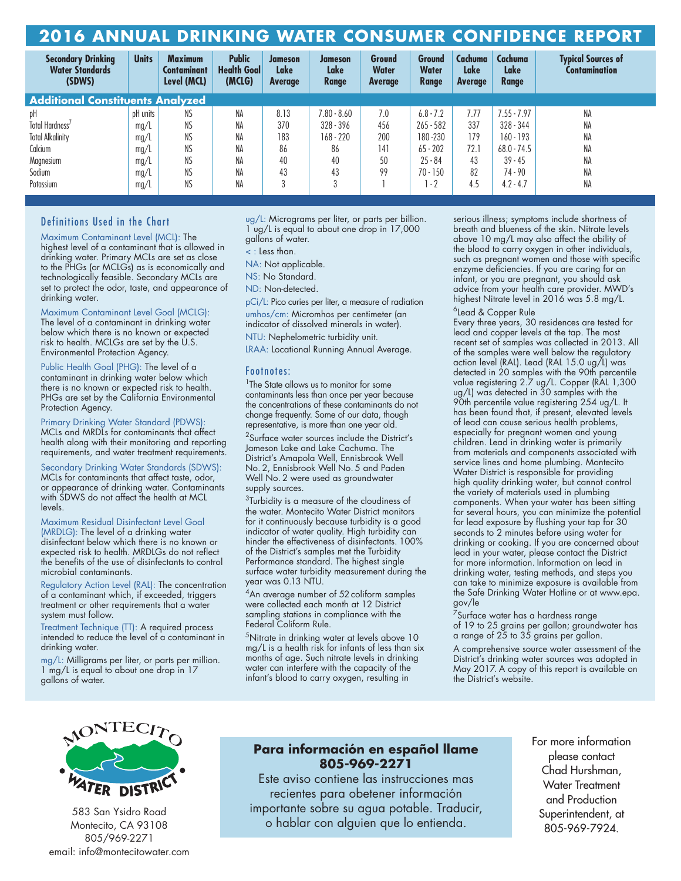# 2016 ANNUAL DRINKING WATER CONSUMER CONFIDENCE REPORT

| Secondary Drinking Water Standards (SDWS) | Units | Maximum Contaminant Level (MCL) | Public Health Goal (MCLG) | Jameson Lake Average | Jameson Lake Range | Ground Water Average | Ground Water Range | Cachuma Lake Average | Cachuma Lake Range | Typical Sources of Contamination |
|---|---|---|---|---|---|---|---|---|---|---|
| **Additional Constituents Analyzed** | | | | | | | | | | |
| pH | pH units | NS | NA | 8.13 | 7.80 - 8.60 | 7.0 | 6.8 - 7.2 | 7.77 | 7.55 - 7.97 | NA |
| Total Hardness[7] | mg/L | NS | NA | 370 | 328 - 396 | 456 | 265 - 582 | 337 | 328 - 344 | NA |
| Total Alkalinity | mg/L | NS | NA | 183 | 168 - 220 | 200 | 180 -230 | 179 | 160 - 193 | NA |
| Calcium | mg/L | NS | NA | 86 | 86 | 141 | 65 - 202 | 72.1 | 68.0 - 74.5 | NA |
| Magnesium | mg/L | NS | NA | 40 | 40 | 50 | 25 - 84 | 43 | 39 - 45 | NA |
| Sodium | mg/L | NS | NA | 43 | 43 | 99 | 70 - 150 | 82 | 74 - 90 | NA |
| Potassium | mg/L | NS | NA | 3 | 3 | 1 | 1 - 2 | 4.5 | 4.2 - 4.7 | NA |

## Definitions Used in the Chart

Maximum Contaminant Level (MCL): The highest level of a contaminant that is allowed in drinking water. Primary MCLs are set as close to the PHGs (or MCLGs) as is economically and technologically feasible. Secondary MCLs are set to protect the odor, taste, and appearance of drinking water.

Maximum Contaminant Level Goal (MCLG): The level of a contaminant in drinking water below which there is no known or expected risk to health. MCLGs are set by the U.S. Environmental Protection Agency.

Public Health Goal (PHG): The level of a contaminant in drinking water below which there is no known or expected risk to health. PHGs are set by the California Environmental Protection Agency.

Primary Drinking Water Standard (PDWS): MCLs and MRDLs for contaminants that affect health along with their monitoring and reporting requirements, and water treatment requirements.

Secondary Drinking Water Standards (SDWS): MCLs for contaminants that affect taste, odor, or appearance of drinking water. Contaminants with SDWS do not affect the health at MCL levels.

Maximum Residual Disinfectant Level Goal (MRDLG): The level of a drinking water disinfectant below which there is no known or expected risk to health. MRDLGs do not reflect the benefits of the use of disinfectants to control microbial contaminants.

Regulatory Action Level (RAL): The concentration of a contaminant which, if exceeded, triggers treatment or other requirements that a water system must follow.

Treatment Technique (TT): A required process intended to reduce the level of a contaminant in drinking water.

mg/L: Milligrams per liter, or parts per million. 1 mg/L is equal to about one drop in 17 gallons of water.

ug/L: Micrograms per liter, or parts per billion. 1 ug/L is equal to about one drop in 17,000 gallons of water.

< : Less than.

NA: Not applicable.

NS: No Standard.

ND: Non-detected.

pCi/L: Pico curies per liter, a measure of radiation

umhos/cm: Micromhos per centimeter (an indicator of dissolved minerals in water).

NTU: Nephelometric turbidity unit.

LRAA: Locational Running Annual Average.

## Footnotes:

[1]The State allows us to monitor for some contaminants less than once per year because the concentrations of these contaminants do not change frequently. Some of our data, though representative, is more than one year old.

[2]Surface water sources include the District's Jameson Lake and Lake Cachuma. The District's Amapola Well, Ennisbrook Well No. 2, Ennisbrook Well No. 5 and Paden Well No. 2 were used as groundwater supply sources.

[3]Turbidity is a measure of the cloudiness of the water. Montecito Water District monitors for it continuously because turbidity is a good indicator of water quality. High turbidity can hinder the effectiveness of disinfectants. 100% of the District's samples met the Turbidity Performance standard. The highest single surface water turbidity measurement during the year was 0.13 NTU.

[4]An average number of 52 coliform samples were collected each month at 12 District sampling stations in compliance with the Federal Coliform Rule.

[5]Nitrate in drinking water at levels above 10 mg/L is a health risk for infants of less than six months of age. Such nitrate levels in drinking water can interfere with the capacity of the infant's blood to carry oxygen, resulting in serious illness; symptoms include shortness of breath and blueness of the skin. Nitrate levels above 10 mg/L may also affect the ability of the blood to carry oxygen in other individuals, such as pregnant women and those with specific enzyme deficiencies. If you are caring for an infant, or you are pregnant, you should ask advice from your health care provider. MWD's highest Nitrate level in 2016 was 5.8 mg/L.

[6]Lead & Copper Rule
Every three years, 30 residences are tested for lead and copper levels at the tap. The most recent set of samples was collected in 2013. All of the samples were well below the regulatory action level (RAL). Lead (RAL 15.0 ug/L) was detected in 20 samples with the 90th percentile value registering 2.7 ug/L. Copper (RAL 1,300 ug/L) was detected in 30 samples with the 90th percentile value registering 254 ug/L. It has been found that, if present, elevated levels of lead can cause serious health problems, especially for pregnant women and young children. Lead in drinking water is primarily from materials and components associated with service lines and home plumbing. Montecito Water District is responsible for providing high quality drinking water, but cannot control the variety of materials used in plumbing components. When your water has been sitting for several hours, you can minimize the potential for lead exposure by flushing your tap for 30 seconds to 2 minutes before using water for drinking or cooking. If you are concerned about lead in your water, please contact the District for more information. Information on lead in drinking water, testing methods, and steps you can take to minimize exposure is available from the Safe Drinking Water Hotline or at www.epa.gov/le

[7]Surface water has a hardness range of 19 to 25 grains per gallon; groundwater has a range of 25 to 35 grains per gallon.

A comprehensive source water assessment of the District's drinking water sources was adopted in May 2017. A copy of this report is available on the District's website.

MONTECITO WATER DISTRICT

583 San Ysidro Road
Montecito, CA 93108
805/969-2271
email: info@montecitowater.com

**Para información en español llame 805-969-2271**

Este aviso contiene las instrucciones mas recientes para obetener información importante sobre su agua potable. Traducir, o hablar con alguien que lo entienda.

For more information please contact Chad Hurshman, Water Treatment and Production Superintendent, at 805-969-7924.